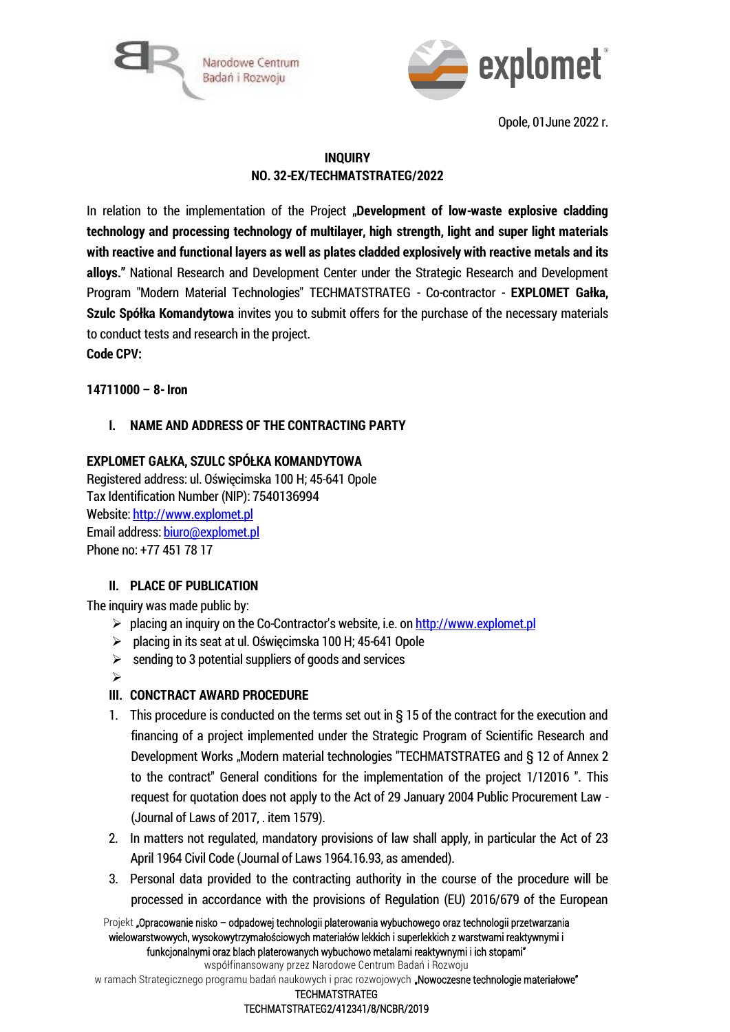Opole, 01June 2022 r.

**INQUIRY**
**NO. 32-EX/TECHMATSTRATEG/2022**

In relation to the implementation of the Project **„Development of low-waste explosive cladding technology and processing technology of multilayer, high strength, light and super light materials with reactive and functional layers as well as plates cladded explosively with reactive metals and its alloys."** National Research and Development Center under the Strategic Research and Development Program "Modern Material Technologies" TECHMATSTRATEG - Co-contractor - **EXPLOMET Gałka, Szulc Spółka Komandytowa** invites you to submit offers for the purchase of the necessary materials to conduct tests and research in the project.

**Code CPV:**

**14711000 – 8- Iron**

## I. NAME AND ADDRESS OF THE CONTRACTING PARTY

**EXPLOMET GAŁKA, SZULC SPÓŁKA KOMANDYTOWA**
Registered address: ul. Oświęcimska 100 H; 45-641 Opole
Tax Identification Number (NIP): 7540136994
Website: http://www.explomet.pl
Email address: biuro@explomet.pl
Phone no: +77 451 78 17

## II. PLACE OF PUBLICATION

The inquiry was made public by:

- placing an inquiry on the Co-Contractor's website, i.e. on http://www.explomet.pl
- placing in its seat at ul. Oświęcimska 100 H; 45-641 Opole
- sending to 3 potential suppliers of goods and services

## III. CONCTRACT AWARD PROCEDURE

1. This procedure is conducted on the terms set out in § 15 of the contract for the execution and financing of a project implemented under the Strategic Program of Scientific Research and Development Works „Modern material technologies "TECHMATSTRATEG and § 12 of Annex 2 to the contract" General conditions for the implementation of the project 1/12016 ". This request for quotation does not apply to the Act of 29 January 2004 Public Procurement Law - (Journal of Laws of 2017, . item 1579).
2. In matters not regulated, mandatory provisions of law shall apply, in particular the Act of 23 April 1964 Civil Code (Journal of Laws 1964.16.93, as amended).
3. Personal data provided to the contracting authority in the course of the procedure will be processed in accordance with the provisions of Regulation (EU) 2016/679 of the European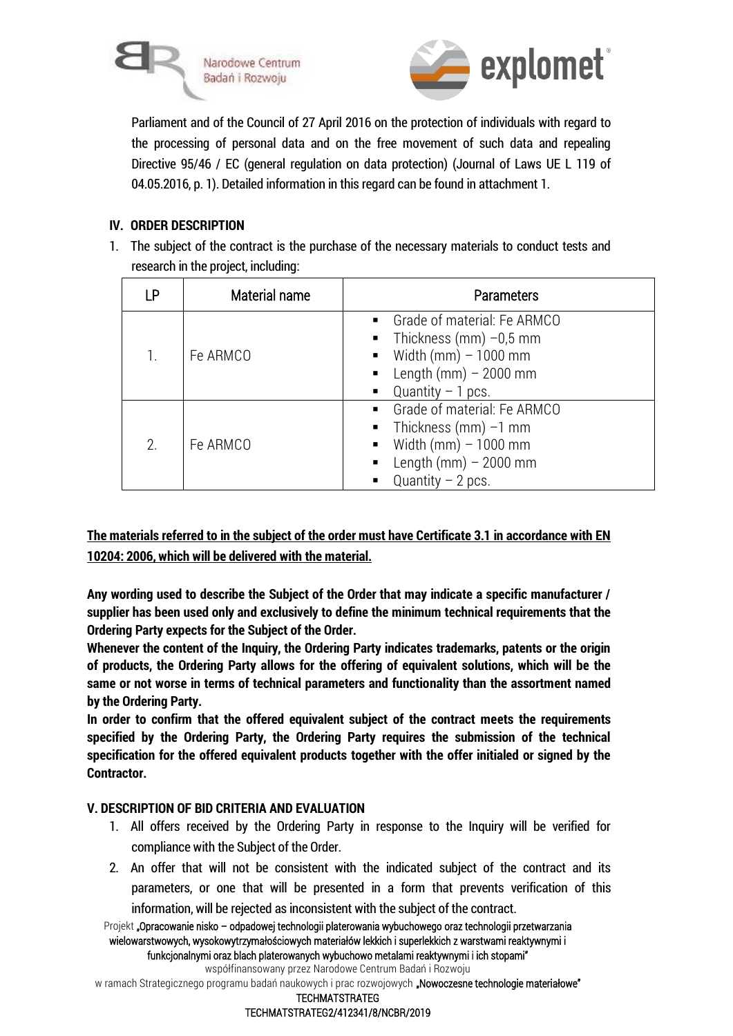Parliament and of the Council of 27 April 2016 on the protection of individuals with regard to the processing of personal data and on the free movement of such data and repealing Directive 95/46 / EC (general regulation on data protection) (Journal of Laws UE L 119 of 04.05.2016, p. 1). Detailed information in this regard can be found in attachment 1.

## IV. ORDER DESCRIPTION

1. The subject of the contract is the purchase of the necessary materials to conduct tests and research in the project, including:

| LP | Material name | Parameters |
|---|---|---|
| 1. | Fe ARMCO | ▪ Grade of material: Fe ARMCO<br>▪ Thickness (mm) –0,5 mm<br>▪ Width (mm) – 1000 mm<br>▪ Length (mm) – 2000 mm<br>▪ Quantity – 1 pcs. |
| 2. | Fe ARMCO | ▪ Grade of material: Fe ARMCO<br>▪ Thickness (mm) –1 mm<br>▪ Width (mm) – 1000 mm<br>▪ Length (mm) – 2000 mm<br>▪ Quantity – 2 pcs. |

**The materials referred to in the subject of the order must have Certificate 3.1 in accordance with EN 10204: 2006, which will be delivered with the material.**

**Any wording used to describe the Subject of the Order that may indicate a specific manufacturer / supplier has been used only and exclusively to define the minimum technical requirements that the Ordering Party expects for the Subject of the Order.**

**Whenever the content of the Inquiry, the Ordering Party indicates trademarks, patents or the origin of products, the Ordering Party allows for the offering of equivalent solutions, which will be the same or not worse in terms of technical parameters and functionality than the assortment named by the Ordering Party.**

**In order to confirm that the offered equivalent subject of the contract meets the requirements specified by the Ordering Party, the Ordering Party requires the submission of the technical specification for the offered equivalent products together with the offer initialed or signed by the Contractor.**

## V. DESCRIPTION OF BID CRITERIA AND EVALUATION

1. All offers received by the Ordering Party in response to the Inquiry will be verified for compliance with the Subject of the Order.
2. An offer that will not be consistent with the indicated subject of the contract and its parameters, or one that will be presented in a form that prevents verification of this information, will be rejected as inconsistent with the subject of the contract.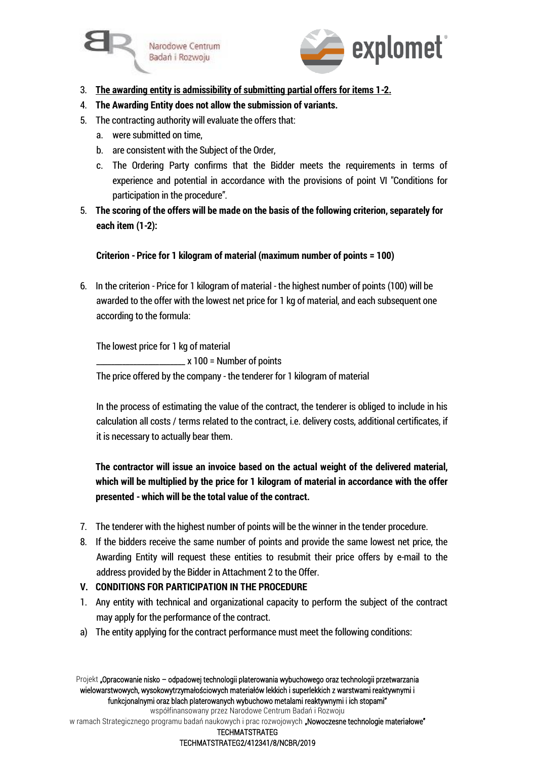3. **The awarding entity is admissibility of submitting partial offers for items 1-2.**
4. **The Awarding Entity does not allow the submission of variants.**
5. The contracting authority will evaluate the offers that:
   a. were submitted on time,
   b. are consistent with the Subject of the Order,
   c. The Ordering Party confirms that the Bidder meets the requirements in terms of experience and potential in accordance with the provisions of point VI "Conditions for participation in the procedure".
5. **The scoring of the offers will be made on the basis of the following criterion, separately for each item (1-2):**

   **Criterion - Price for 1 kilogram of material (maximum number of points = 100)**

6. In the criterion - Price for 1 kilogram of material - the highest number of points (100) will be awarded to the offer with the lowest net price for 1 kg of material, and each subsequent one according to the formula:

   $$\frac{\text{The lowest price for 1 kg of material}}{\text{The price offered by the company - the tenderer for 1 kilogram of material}} \times 100 = \text{Number of points}$$

   In the process of estimating the value of the contract, the tenderer is obliged to include in his calculation all costs / terms related to the contract, i.e. delivery costs, additional certificates, if it is necessary to actually bear them.

   **The contractor will issue an invoice based on the actual weight of the delivered material, which will be multiplied by the price for 1 kilogram of material in accordance with the offer presented - which will be the total value of the contract.**

7. The tenderer with the highest number of points will be the winner in the tender procedure.
8. If the bidders receive the same number of points and provide the same lowest net price, the Awarding Entity will request these entities to resubmit their price offers by e-mail to the address provided by the Bidder in Attachment 2 to the Offer.

## V. CONDITIONS FOR PARTICIPATION IN THE PROCEDURE

1. Any entity with technical and organizational capacity to perform the subject of the contract may apply for the performance of the contract.

a) The entity applying for the contract performance must meet the following conditions: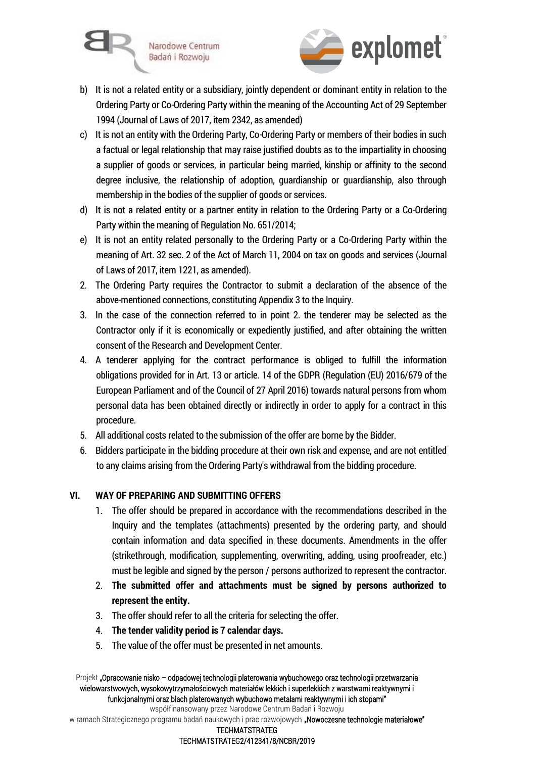b) It is not a related entity or a subsidiary, jointly dependent or dominant entity in relation to the Ordering Party or Co-Ordering Party within the meaning of the Accounting Act of 29 September 1994 (Journal of Laws of 2017, item 2342, as amended)

c) It is not an entity with the Ordering Party, Co-Ordering Party or members of their bodies in such a factual or legal relationship that may raise justified doubts as to the impartiality in choosing a supplier of goods or services, in particular being married, kinship or affinity to the second degree inclusive, the relationship of adoption, guardianship or guardianship, also through membership in the bodies of the supplier of goods or services.

d) It is not a related entity or a partner entity in relation to the Ordering Party or a Co-Ordering Party within the meaning of Regulation No. 651/2014;

e) It is not an entity related personally to the Ordering Party or a Co-Ordering Party within the meaning of Art. 32 sec. 2 of the Act of March 11, 2004 on tax on goods and services (Journal of Laws of 2017, item 1221, as amended).

2. The Ordering Party requires the Contractor to submit a declaration of the absence of the above-mentioned connections, constituting Appendix 3 to the Inquiry.
3. In the case of the connection referred to in point 2. the tenderer may be selected as the Contractor only if it is economically or expediently justified, and after obtaining the written consent of the Research and Development Center.
4. A tenderer applying for the contract performance is obliged to fulfill the information obligations provided for in Art. 13 or article. 14 of the GDPR (Regulation (EU) 2016/679 of the European Parliament and of the Council of 27 April 2016) towards natural persons from whom personal data has been obtained directly or indirectly in order to apply for a contract in this procedure.
5. All additional costs related to the submission of the offer are borne by the Bidder.
6. Bidders participate in the bidding procedure at their own risk and expense, and are not entitled to any claims arising from the Ordering Party's withdrawal from the bidding procedure.

## VI. WAY OF PREPARING AND SUBMITTING OFFERS

1. The offer should be prepared in accordance with the recommendations described in the Inquiry and the templates (attachments) presented by the ordering party, and should contain information and data specified in these documents. Amendments in the offer (strikethrough, modification, supplementing, overwriting, adding, using proofreader, etc.) must be legible and signed by the person / persons authorized to represent the contractor.
2. **The submitted offer and attachments must be signed by persons authorized to represent the entity.**
3. The offer should refer to all the criteria for selecting the offer.
4. **The tender validity period is 7 calendar days.**
5. The value of the offer must be presented in net amounts.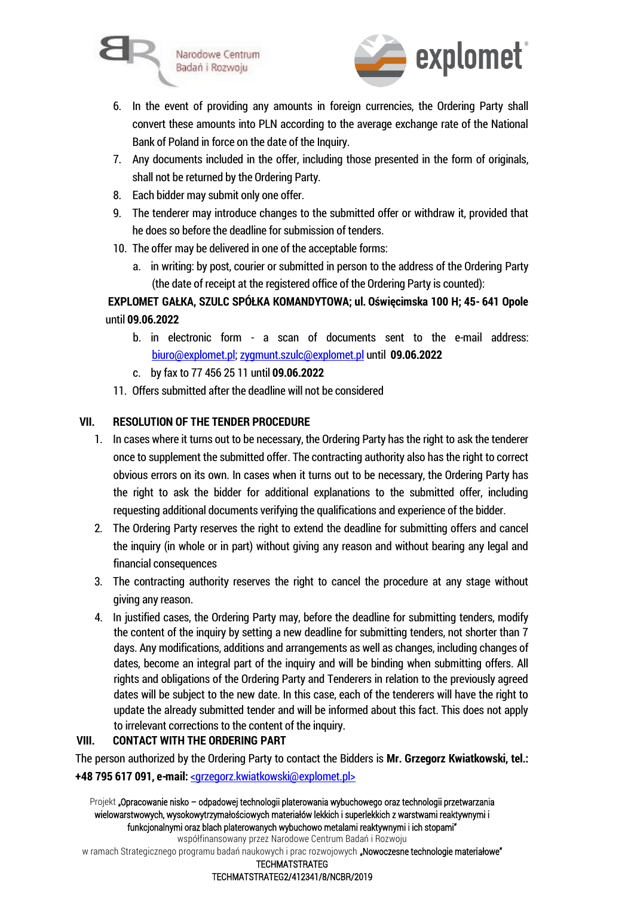6. In the event of providing any amounts in foreign currencies, the Ordering Party shall convert these amounts into PLN according to the average exchange rate of the National Bank of Poland in force on the date of the Inquiry.
7. Any documents included in the offer, including those presented in the form of originals, shall not be returned by the Ordering Party.
8. Each bidder may submit only one offer.
9. The tenderer may introduce changes to the submitted offer or withdraw it, provided that he does so before the deadline for submission of tenders.
10. The offer may be delivered in one of the acceptable forms:
    a. in writing: by post, courier or submitted in person to the address of the Ordering Party (the date of receipt at the registered office of the Ordering Party is counted):

**EXPLOMET GAŁKA, SZULC SPÓŁKA KOMANDYTOWA; ul. Oświęcimska 100 H; 45- 641 Opole** until **09.06.2022**

    b. in electronic form - a scan of documents sent to the e-mail address: biuro@explomet.pl; zygmunt.szulc@explomet.pl until **09.06.2022**
    c. by fax to 77 456 25 11 until **09.06.2022**
11. Offers submitted after the deadline will not be considered

## VII. RESOLUTION OF THE TENDER PROCEDURE

1. In cases where it turns out to be necessary, the Ordering Party has the right to ask the tenderer once to supplement the submitted offer. The contracting authority also has the right to correct obvious errors on its own. In cases when it turns out to be necessary, the Ordering Party has the right to ask the bidder for additional explanations to the submitted offer, including requesting additional documents verifying the qualifications and experience of the bidder.
2. The Ordering Party reserves the right to extend the deadline for submitting offers and cancel the inquiry (in whole or in part) without giving any reason and without bearing any legal and financial consequences
3. The contracting authority reserves the right to cancel the procedure at any stage without giving any reason.
4. In justified cases, the Ordering Party may, before the deadline for submitting tenders, modify the content of the inquiry by setting a new deadline for submitting tenders, not shorter than 7 days. Any modifications, additions and arrangements as well as changes, including changes of dates, become an integral part of the inquiry and will be binding when submitting offers. All rights and obligations of the Ordering Party and Tenderers in relation to the previously agreed dates will be subject to the new date. In this case, each of the tenderers will have the right to update the already submitted tender and will be informed about this fact. This does not apply to irrelevant corrections to the content of the inquiry.

## VIII. CONTACT WITH THE ORDERING PART

The person authorized by the Ordering Party to contact the Bidders is **Mr. Grzegorz Kwiatkowski, tel.: +48 795 617 091, e-mail:** <grzegorz.kwiatkowski@explomet.pl>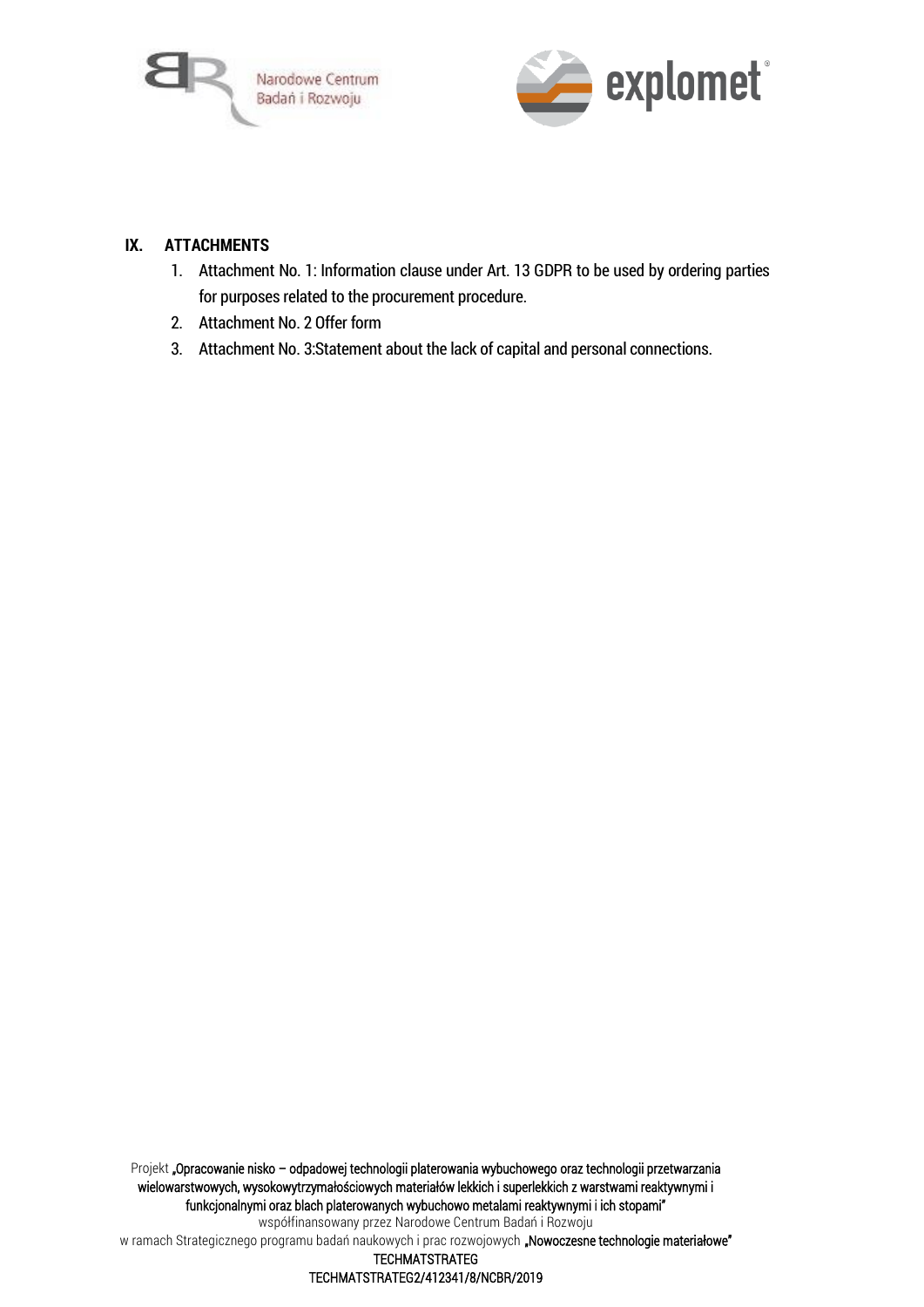## IX. ATTACHMENTS

1. Attachment No. 1: Information clause under Art. 13 GDPR to be used by ordering parties for purposes related to the procurement procedure.
2. Attachment No. 2 Offer form
3. Attachment No. 3:Statement about the lack of capital and personal connections.